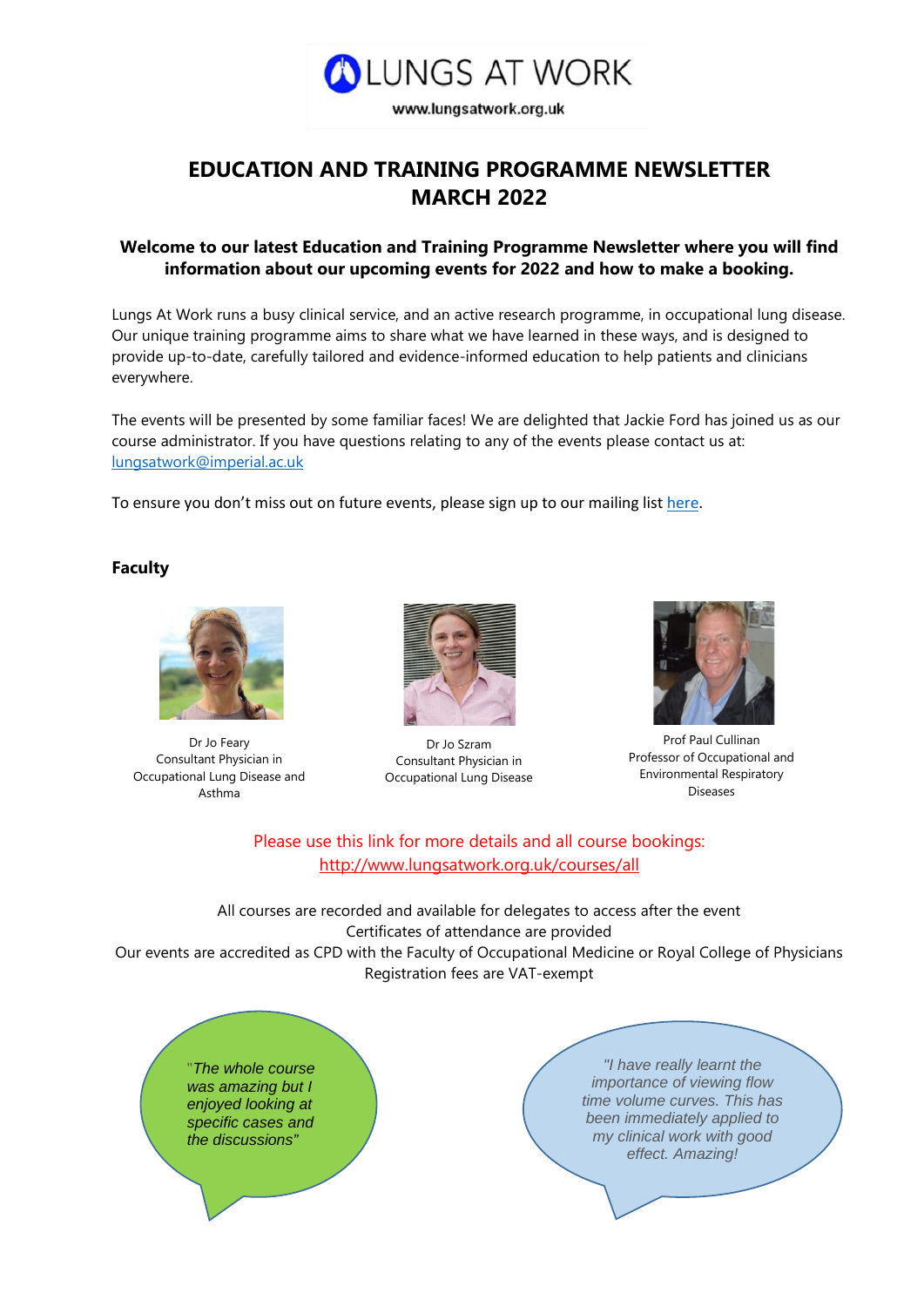LUNGS AT WORK

www.lungsatwork.org.uk

# EDUCATION AND TRAINING PROGRAMME NEWSLETTER MARCH 2022

**Welcome to our latest Education and Training Programme Newsletter where you will find information about our upcoming events for 2022 and how to make a booking.**

Lungs At Work runs a busy clinical service, and an active research programme, in occupational lung disease. Our unique training programme aims to share what we have learned in these ways, and is designed to provide up-to-date, carefully tailored and evidence-informed education to help patients and clinicians everywhere.

The events will be presented by some familiar faces! We are delighted that Jackie Ford has joined us as our course administrator. If you have questions relating to any of the events please contact us at: [lungsatwork@imperial.ac.uk](mailto:lungsatwork@imperial.ac.uk)

To ensure you don't miss out on future events, please sign up to our mailing list [here](#).

## Faculty

Dr Jo Feary
Consultant Physician in Occupational Lung Disease and Asthma

Dr Jo Szram
Consultant Physician in Occupational Lung Disease

Prof Paul Cullinan
Professor of Occupational and Environmental Respiratory Diseases

Please use this link for more details and all course bookings:
[http://www.lungsatwork.org.uk/courses/all](http://www.lungsatwork.org.uk/courses/all)

All courses are recorded and available for delegates to access after the event
Certificates of attendance are provided
Our events are accredited as CPD with the Faculty of Occupational Medicine or Royal College of Physicians
Registration fees are VAT-exempt

*"The whole course was amazing but I enjoyed looking at specific cases and the discussions"*

*"I have really learnt the importance of viewing flow time volume curves. This has been immediately applied to my clinical work with good effect. Amazing!*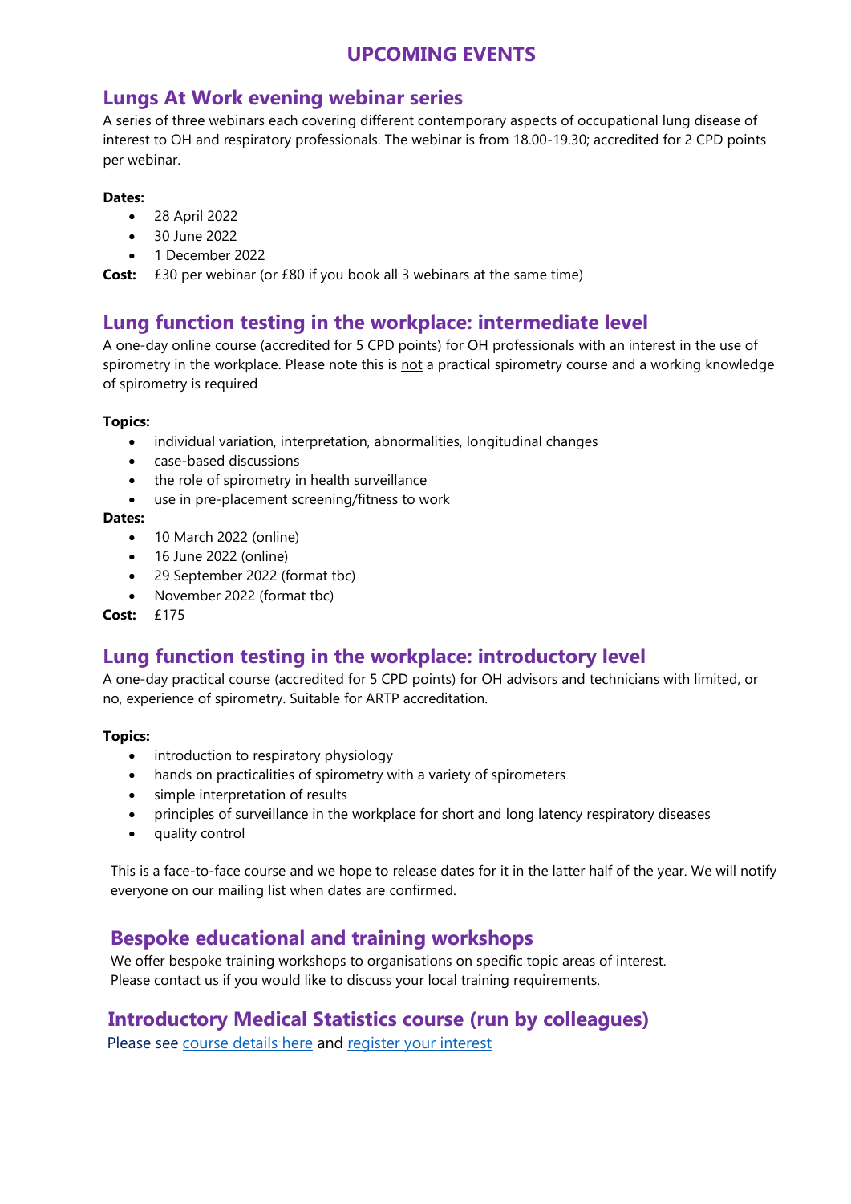# UPCOMING EVENTS

## Lungs At Work evening webinar series

A series of three webinars each covering different contemporary aspects of occupational lung disease of interest to OH and respiratory professionals. The webinar is from 18.00-19.30; accredited for 2 CPD points per webinar.

**Dates:**

- 28 April 2022
- 30 June 2022
- 1 December 2022

**Cost:** £30 per webinar (or £80 if you book all 3 webinars at the same time)

## Lung function testing in the workplace: intermediate level

A one-day online course (accredited for 5 CPD points) for OH professionals with an interest in the use of spirometry in the workplace. Please note this is not a practical spirometry course and a working knowledge of spirometry is required

**Topics:**

- individual variation, interpretation, abnormalities, longitudinal changes
- case-based discussions
- the role of spirometry in health surveillance
- use in pre-placement screening/fitness to work

**Dates:**

- 10 March 2022 (online)
- 16 June 2022 (online)
- 29 September 2022 (format tbc)
- November 2022 (format tbc)

**Cost:** £175

## Lung function testing in the workplace: introductory level

A one-day practical course (accredited for 5 CPD points) for OH advisors and technicians with limited, or no, experience of spirometry. Suitable for ARTP accreditation.

**Topics:**

- introduction to respiratory physiology
- hands on practicalities of spirometry with a variety of spirometers
- simple interpretation of results
- principles of surveillance in the workplace for short and long latency respiratory diseases
- quality control

This is a face-to-face course and we hope to release dates for it in the latter half of the year. We will notify everyone on our mailing list when dates are confirmed.

## Bespoke educational and training workshops

We offer bespoke training workshops to organisations on specific topic areas of interest. Please contact us if you would like to discuss your local training requirements.

## Introductory Medical Statistics course (run by colleagues)

Please see course details here and register your interest